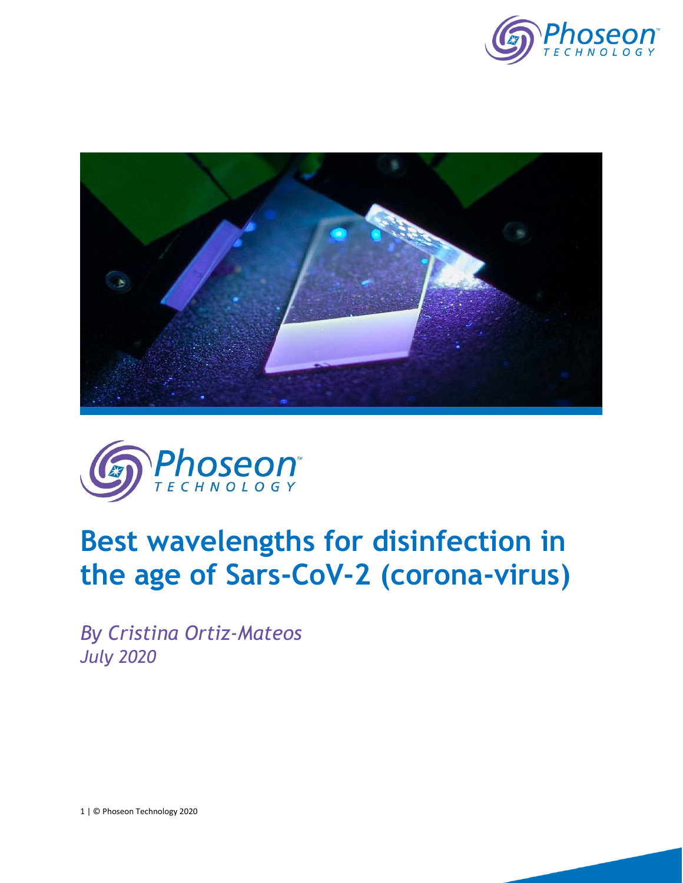# Best wavelengths for disinfection in the age of Sars-CoV-2 (corona-virus)

*By Cristina Ortiz-Mateos*
*July 2020*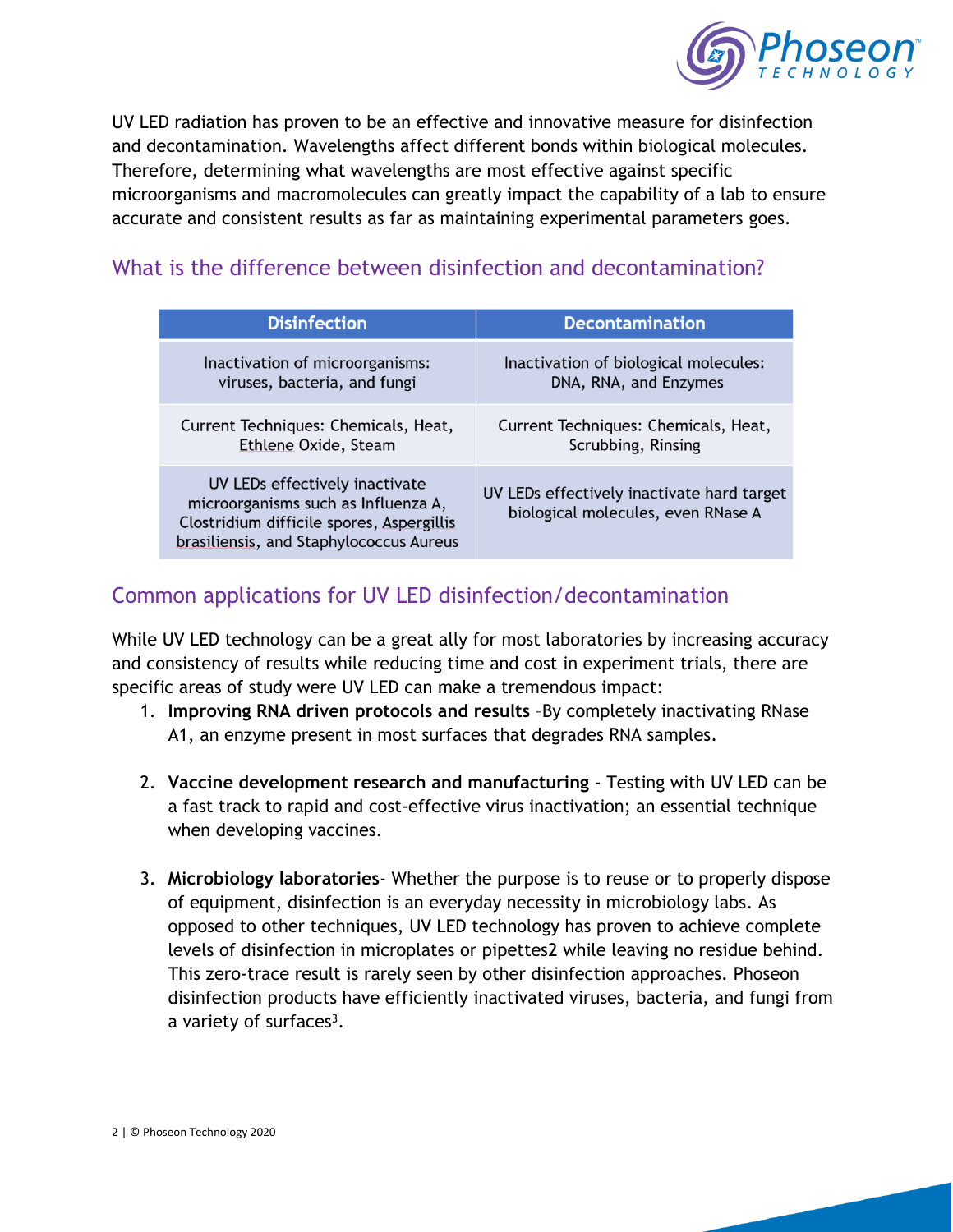UV LED radiation has proven to be an effective and innovative measure for disinfection and decontamination. Wavelengths affect different bonds within biological molecules. Therefore, determining what wavelengths are most effective against specific microorganisms and macromolecules can greatly impact the capability of a lab to ensure accurate and consistent results as far as maintaining experimental parameters goes.

## What is the difference between disinfection and decontamination?

| Disinfection | Decontamination |
|---|---|
| Inactivation of microorganisms: viruses, bacteria, and fungi | Inactivation of biological molecules: DNA, RNA, and Enzymes |
| Current Techniques: Chemicals, Heat, Ethlene Oxide, Steam | Current Techniques: Chemicals, Heat, Scrubbing, Rinsing |
| UV LEDs effectively inactivate microorganisms such as Influenza A, Clostridium difficile spores, Aspergillis brasiliensis, and Staphylococcus Aureus | UV LEDs effectively inactivate hard target biological molecules, even RNase A |

## Common applications for UV LED disinfection/decontamination

While UV LED technology can be a great ally for most laboratories by increasing accuracy and consistency of results while reducing time and cost in experiment trials, there are specific areas of study were UV LED can make a tremendous impact:

1. **Improving RNA driven protocols and results** –By completely inactivating RNase A1, an enzyme present in most surfaces that degrades RNA samples.

2. **Vaccine development research and manufacturing** - Testing with UV LED can be a fast track to rapid and cost-effective virus inactivation; an essential technique when developing vaccines.

3. **Microbiology laboratories**- Whether the purpose is to reuse or to properly dispose of equipment, disinfection is an everyday necessity in microbiology labs. As opposed to other techniques, UV LED technology has proven to achieve complete levels of disinfection in microplates or pipettes[2] while leaving no residue behind. This zero-trace result is rarely seen by other disinfection approaches. Phoseon disinfection products have efficiently inactivated viruses, bacteria, and fungi from a variety of surfaces[3].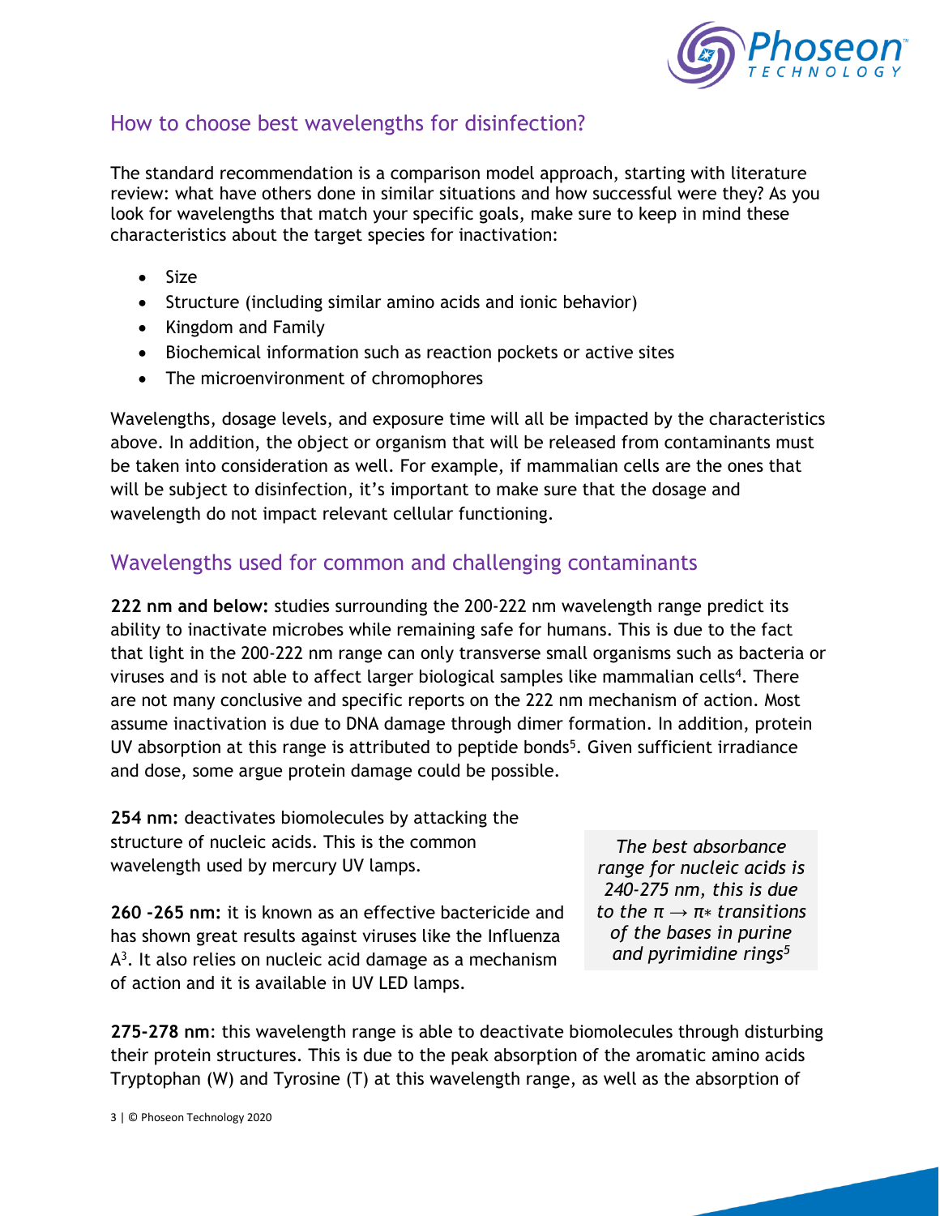## How to choose best wavelengths for disinfection?

The standard recommendation is a comparison model approach, starting with literature review: what have others done in similar situations and how successful were they? As you look for wavelengths that match your specific goals, make sure to keep in mind these characteristics about the target species for inactivation:

- Size
- Structure (including similar amino acids and ionic behavior)
- Kingdom and Family
- Biochemical information such as reaction pockets or active sites
- The microenvironment of chromophores

Wavelengths, dosage levels, and exposure time will all be impacted by the characteristics above. In addition, the object or organism that will be released from contaminants must be taken into consideration as well. For example, if mammalian cells are the ones that will be subject to disinfection, it's important to make sure that the dosage and wavelength do not impact relevant cellular functioning.

## Wavelengths used for common and challenging contaminants

**222 nm and below:** studies surrounding the 200-222 nm wavelength range predict its ability to inactivate microbes while remaining safe for humans. This is due to the fact that light in the 200-222 nm range can only transverse small organisms such as bacteria or viruses and is not able to affect larger biological samples like mammalian cells[4]. There are not many conclusive and specific reports on the 222 nm mechanism of action. Most assume inactivation is due to DNA damage through dimer formation. In addition, protein UV absorption at this range is attributed to peptide bonds[5]. Given sufficient irradiance and dose, some argue protein damage could be possible.

**254 nm:** deactivates biomolecules by attacking the structure of nucleic acids. This is the common wavelength used by mercury UV lamps.

**260 -265 nm:** it is known as an effective bactericide and has shown great results against viruses like the Influenza A[3]. It also relies on nucleic acid damage as a mechanism of action and it is available in UV LED lamps.

*The best absorbance range for nucleic acids is 240-275 nm, this is due to the $\pi \rightarrow \pi*$ transitions of the bases in purine and pyrimidine rings[5]*

**275-278 nm**: this wavelength range is able to deactivate biomolecules through disturbing their protein structures. This is due to the peak absorption of the aromatic amino acids Tryptophan (W) and Tyrosine (T) at this wavelength range, as well as the absorption of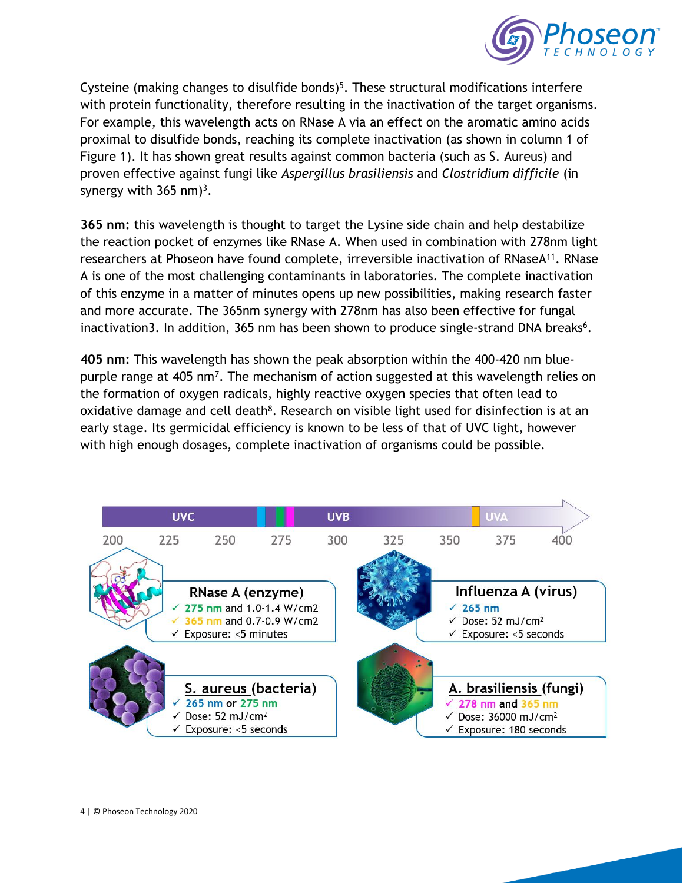Cysteine (making changes to disulfide bonds)[5]. These structural modifications interfere with protein functionality, therefore resulting in the inactivation of the target organisms. For example, this wavelength acts on RNase A via an effect on the aromatic amino acids proximal to disulfide bonds, reaching its complete inactivation (as shown in column 1 of Figure 1). It has shown great results against common bacteria (such as S. Aureus) and proven effective against fungi like *Aspergillus brasiliensis* and *Clostridium difficile* (in synergy with 365 nm)[3].

**365 nm:** this wavelength is thought to target the Lysine side chain and help destabilize the reaction pocket of enzymes like RNase A. When used in combination with 278nm light researchers at Phoseon have found complete, irreversible inactivation of RNaseA[11]. RNase A is one of the most challenging contaminants in laboratories. The complete inactivation of this enzyme in a matter of minutes opens up new possibilities, making research faster and more accurate. The 365nm synergy with 278nm has also been effective for fungal inactivation3. In addition, 365 nm has been shown to produce single-strand DNA breaks[6].

**405 nm:** This wavelength has shown the peak absorption within the 400-420 nm blue-purple range at 405 nm[7]. The mechanism of action suggested at this wavelength relies on the formation of oxygen radicals, highly reactive oxygen species that often lead to oxidative damage and cell death[8]. Research on visible light used for disinfection is at an early stage. Its germicidal efficiency is known to be less of that of UVC light, however with high enough dosages, complete inactivation of organisms could be possible.

UVC | UVB | UVA

200 225 250 275 300 325 350 375 400

**RNase A (enzyme)**
- ✓ 275 nm and 1.0-1.4 W/cm2
- ✓ 365 nm and 0.7-0.9 W/cm2
- ✓ Exposure: <5 minutes

**Influenza A (virus)**
- ✓ 265 nm
- ✓ Dose: 52 mJ/cm²
- ✓ Exposure: <5 seconds

**S. aureus (bacteria)**
- ✓ 265 nm or 275 nm
- ✓ Dose: 52 mJ/cm²
- ✓ Exposure: <5 seconds

**A. brasiliensis (fungi)**
- ✓ 278 nm and 365 nm
- ✓ Dose: 36000 mJ/cm²
- ✓ Exposure: 180 seconds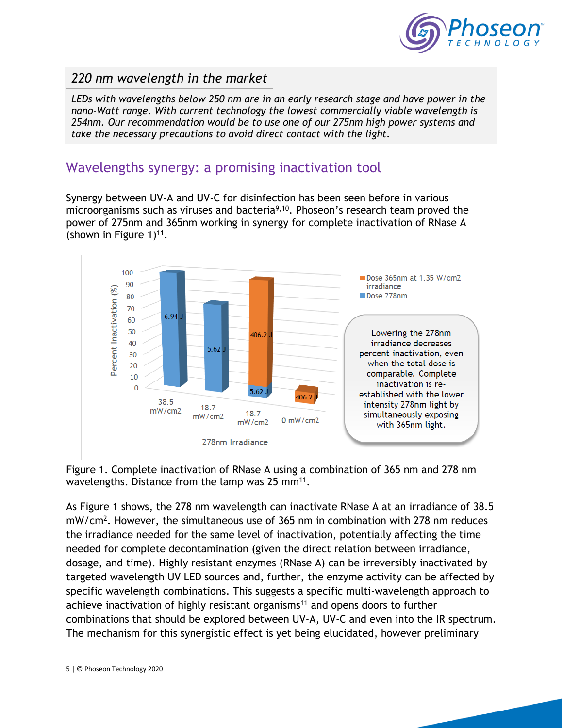### *220 nm wavelength in the market*

*LEDs with wavelengths below 250 nm are in an early research stage and have power in the nano-Watt range. With current technology the lowest commercially viable wavelength is 254nm. Our recommendation would be to use one of our 275nm high power systems and take the necessary precautions to avoid direct contact with the light.*

## Wavelengths synergy: a promising inactivation tool

Synergy between UV-A and UV-C for disinfection has been seen before in various microorganisms such as viruses and bacteria[9,10]. Phoseon's research team proved the power of 275nm and 365nm working in synergy for complete inactivation of RNase A (shown in Figure 1)[11].

Figure 1. Complete inactivation of RNase A using a combination of 365 nm and 278 nm wavelengths. Distance from the lamp was 25 mm[11].

As Figure 1 shows, the 278 nm wavelength can inactivate RNase A at an irradiance of 38.5 mW/cm$^2$. However, the simultaneous use of 365 nm in combination with 278 nm reduces the irradiance needed for the same level of inactivation, potentially affecting the time needed for complete decontamination (given the direct relation between irradiance, dosage, and time). Highly resistant enzymes (RNase A) can be irreversibly inactivated by targeted wavelength UV LED sources and, further, the enzyme activity can be affected by specific wavelength combinations. This suggests a specific multi-wavelength approach to achieve inactivation of highly resistant organisms[11] and opens doors to further combinations that should be explored between UV-A, UV-C and even into the IR spectrum. The mechanism for this synergistic effect is yet being elucidated, however preliminary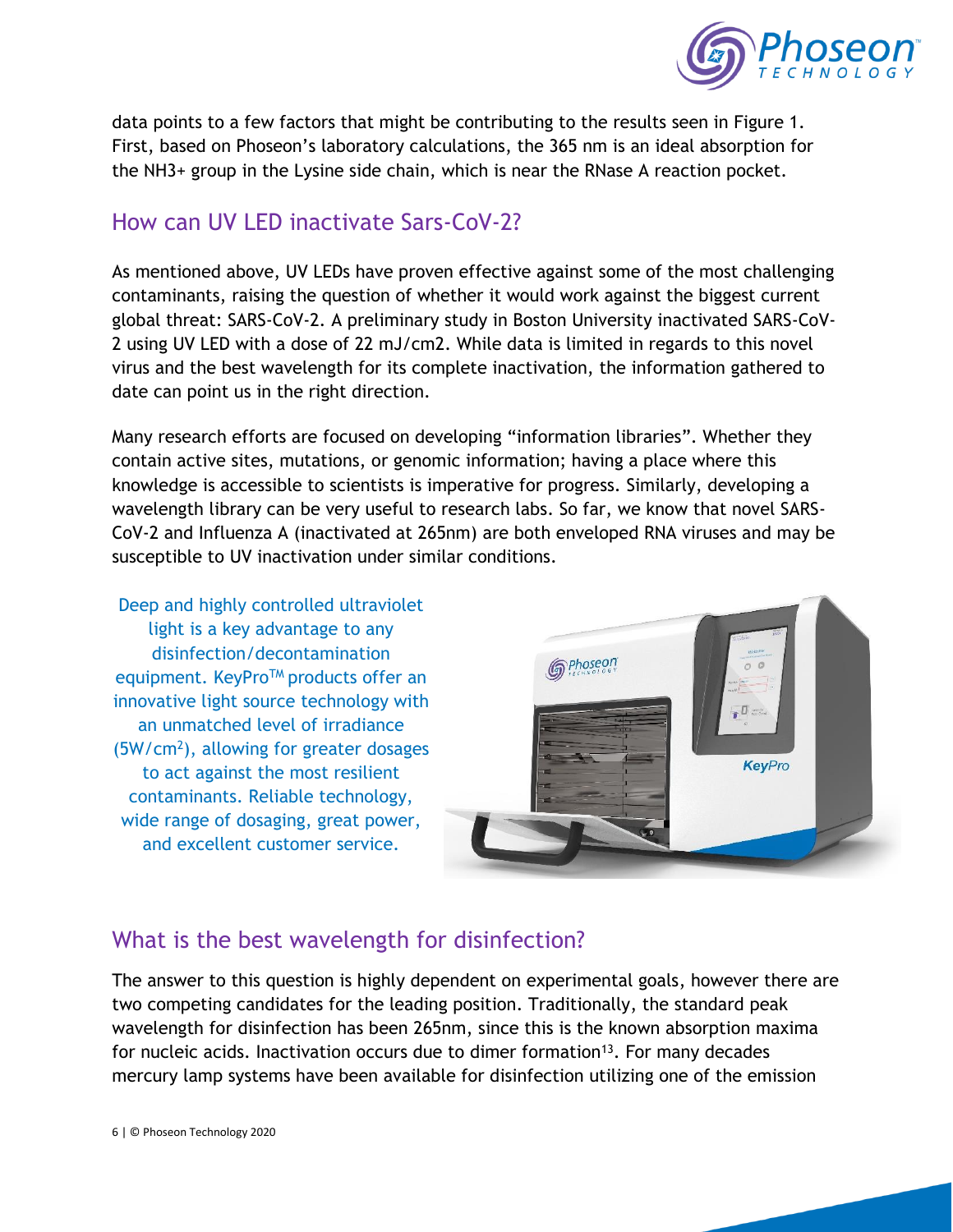data points to a few factors that might be contributing to the results seen in Figure 1. First, based on Phoseon's laboratory calculations, the 365 nm is an ideal absorption for the $NH_3^+$ group in the Lysine side chain, which is near the RNase A reaction pocket.

## How can UV LED inactivate Sars-CoV-2?

As mentioned above, UV LEDs have proven effective against some of the most challenging contaminants, raising the question of whether it would work against the biggest current global threat: SARS-CoV-2. A preliminary study in Boston University inactivated SARS-CoV-2 using UV LED with a dose of 22 mJ/cm2. While data is limited in regards to this novel virus and the best wavelength for its complete inactivation, the information gathered to date can point us in the right direction.

Many research efforts are focused on developing "information libraries". Whether they contain active sites, mutations, or genomic information; having a place where this knowledge is accessible to scientists is imperative for progress. Similarly, developing a wavelength library can be very useful to research labs. So far, we know that novel SARS-CoV-2 and Influenza A (inactivated at 265nm) are both enveloped RNA viruses and may be susceptible to UV inactivation under similar conditions.

Deep and highly controlled ultraviolet light is a key advantage to any disinfection/decontamination equipment. KeyPro™ products offer an innovative light source technology with an unmatched level of irradiance ($5W/cm^2$), allowing for greater dosages to act against the most resilient contaminants. Reliable technology, wide range of dosaging, great power, and excellent customer service.

## What is the best wavelength for disinfection?

The answer to this question is highly dependent on experimental goals, however there are two competing candidates for the leading position. Traditionally, the standard peak wavelength for disinfection has been 265nm, since this is the known absorption maxima for nucleic acids. Inactivation occurs due to dimer formation[13]. For many decades mercury lamp systems have been available for disinfection utilizing one of the emission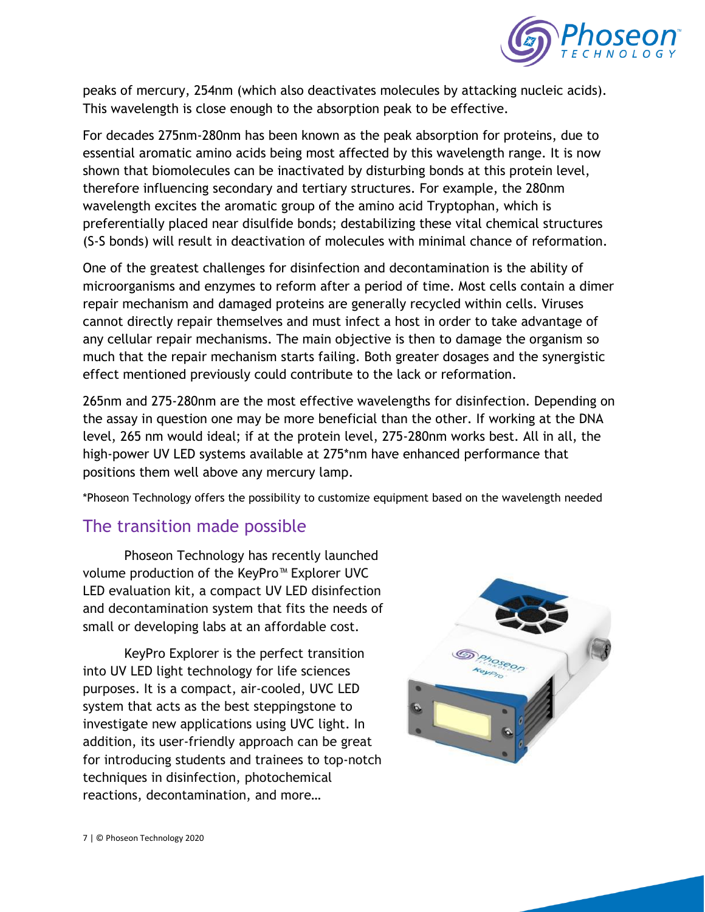peaks of mercury, 254nm (which also deactivates molecules by attacking nucleic acids). This wavelength is close enough to the absorption peak to be effective.

For decades 275nm-280nm has been known as the peak absorption for proteins, due to essential aromatic amino acids being most affected by this wavelength range. It is now shown that biomolecules can be inactivated by disturbing bonds at this protein level, therefore influencing secondary and tertiary structures. For example, the 280nm wavelength excites the aromatic group of the amino acid Tryptophan, which is preferentially placed near disulfide bonds; destabilizing these vital chemical structures (S-S bonds) will result in deactivation of molecules with minimal chance of reformation.

One of the greatest challenges for disinfection and decontamination is the ability of microorganisms and enzymes to reform after a period of time. Most cells contain a dimer repair mechanism and damaged proteins are generally recycled within cells. Viruses cannot directly repair themselves and must infect a host in order to take advantage of any cellular repair mechanisms. The main objective is then to damage the organism so much that the repair mechanism starts failing. Both greater dosages and the synergistic effect mentioned previously could contribute to the lack or reformation.

265nm and 275-280nm are the most effective wavelengths for disinfection. Depending on the assay in question one may be more beneficial than the other. If working at the DNA level, 265 nm would ideal; if at the protein level, 275-280nm works best. All in all, the high-power UV LED systems available at 275*nm have enhanced performance that positions them well above any mercury lamp.

*Phoseon Technology offers the possibility to customize equipment based on the wavelength needed

## The transition made possible

Phoseon Technology has recently launched volume production of the KeyPro™ Explorer UVC LED evaluation kit, a compact UV LED disinfection and decontamination system that fits the needs of small or developing labs at an affordable cost.

KeyPro Explorer is the perfect transition into UV LED light technology for life sciences purposes. It is a compact, air-cooled, UVC LED system that acts as the best steppingstone to investigate new applications using UVC light. In addition, its user-friendly approach can be great for introducing students and trainees to top-notch techniques in disinfection, photochemical reactions, decontamination, and more…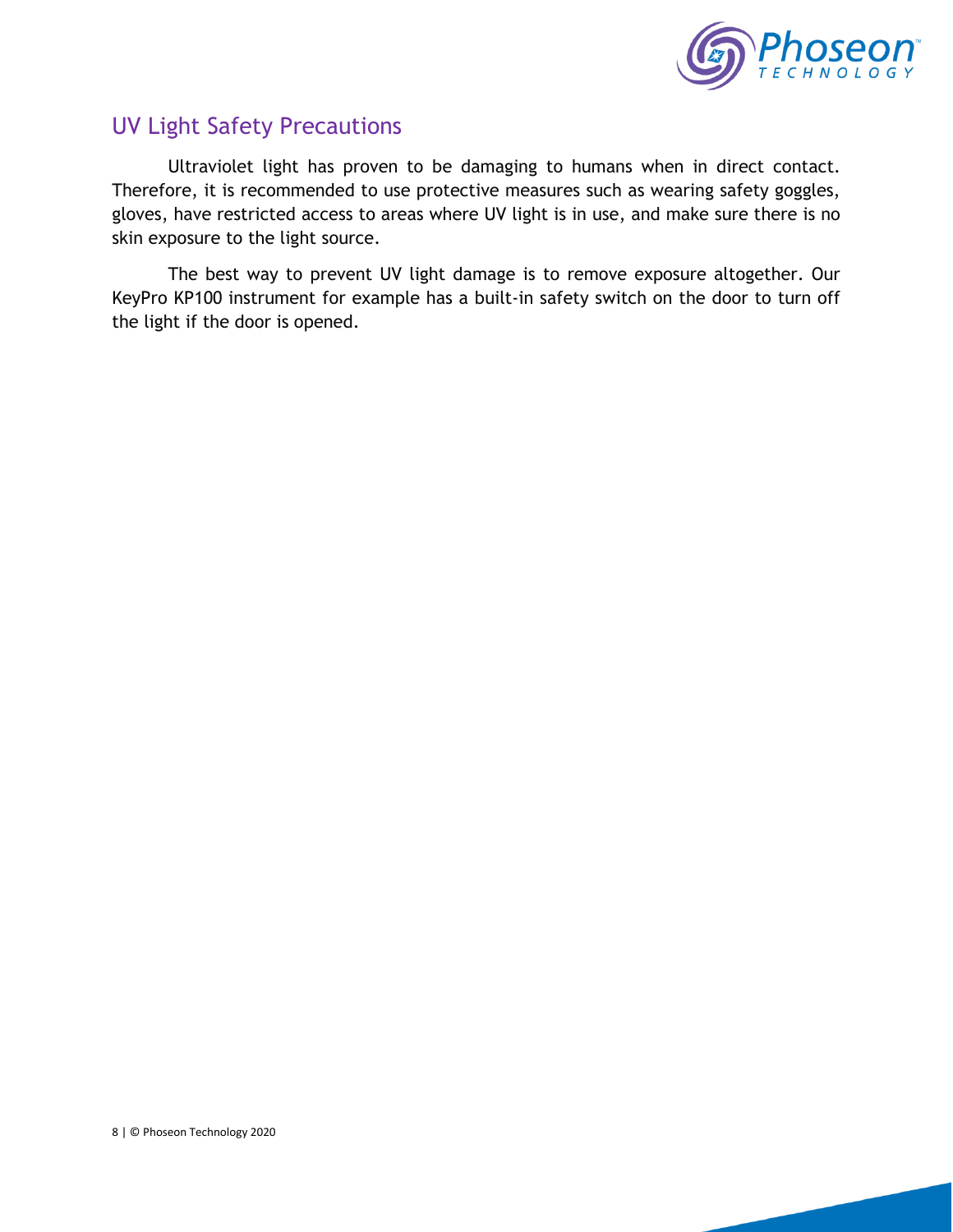## UV Light Safety Precautions

Ultraviolet light has proven to be damaging to humans when in direct contact. Therefore, it is recommended to use protective measures such as wearing safety goggles, gloves, have restricted access to areas where UV light is in use, and make sure there is no skin exposure to the light source.

The best way to prevent UV light damage is to remove exposure altogether. Our KeyPro KP100 instrument for example has a built-in safety switch on the door to turn off the light if the door is opened.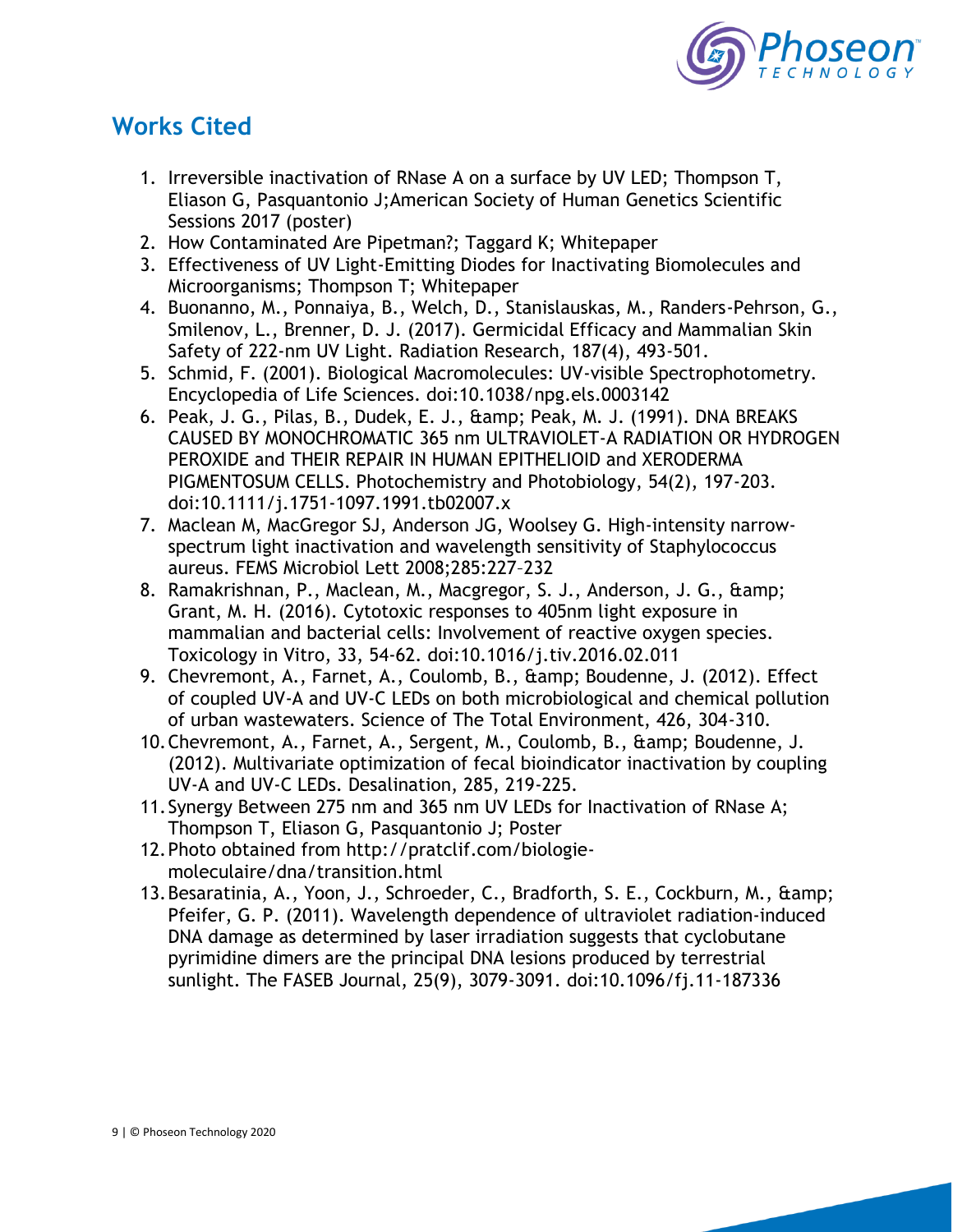## Works Cited

1. Irreversible inactivation of RNase A on a surface by UV LED; Thompson T, Eliason G, Pasquantonio J;American Society of Human Genetics Scientific Sessions 2017 (poster)
2. How Contaminated Are Pipetman?; Taggard K; Whitepaper
3. Effectiveness of UV Light-Emitting Diodes for Inactivating Biomolecules and Microorganisms; Thompson T; Whitepaper
4. Buonanno, M., Ponnaiya, B., Welch, D., Stanislauskas, M., Randers-Pehrson, G., Smilenov, L., Brenner, D. J. (2017). Germicidal Efficacy and Mammalian Skin Safety of 222-nm UV Light. Radiation Research, 187(4), 493-501.
5. Schmid, F. (2001). Biological Macromolecules: UV-visible Spectrophotometry. Encyclopedia of Life Sciences. doi:10.1038/npg.els.0003142
6. Peak, J. G., Pilas, B., Dudek, E. J., &amp; Peak, M. J. (1991). DNA BREAKS CAUSED BY MONOCHROMATIC 365 nm ULTRAVIOLET-A RADIATION OR HYDROGEN PEROXIDE and THEIR REPAIR IN HUMAN EPITHELIOID and XERODERMA PIGMENTOSUM CELLS. Photochemistry and Photobiology, 54(2), 197-203. doi:10.1111/j.1751-1097.1991.tb02007.x
7. Maclean M, MacGregor SJ, Anderson JG, Woolsey G. High-intensity narrow-spectrum light inactivation and wavelength sensitivity of Staphylococcus aureus. FEMS Microbiol Lett 2008;285:227–232
8. Ramakrishnan, P., Maclean, M., Macgregor, S. J., Anderson, J. G., &amp; Grant, M. H. (2016). Cytotoxic responses to 405nm light exposure in mammalian and bacterial cells: Involvement of reactive oxygen species. Toxicology in Vitro, 33, 54-62. doi:10.1016/j.tiv.2016.02.011
9. Chevremont, A., Farnet, A., Coulomb, B., &amp; Boudenne, J. (2012). Effect of coupled UV-A and UV-C LEDs on both microbiological and chemical pollution of urban wastewaters. Science of The Total Environment, 426, 304-310.
10. Chevremont, A., Farnet, A., Sergent, M., Coulomb, B., &amp; Boudenne, J. (2012). Multivariate optimization of fecal bioindicator inactivation by coupling UV-A and UV-C LEDs. Desalination, 285, 219-225.
11. Synergy Between 275 nm and 365 nm UV LEDs for Inactivation of RNase A; Thompson T, Eliason G, Pasquantonio J; Poster
12. Photo obtained from http://pratclif.com/biologie-moleculaire/dna/transition.html
13. Besaratinia, A., Yoon, J., Schroeder, C., Bradforth, S. E., Cockburn, M., &amp; Pfeifer, G. P. (2011). Wavelength dependence of ultraviolet radiation-induced DNA damage as determined by laser irradiation suggests that cyclobutane pyrimidine dimers are the principal DNA lesions produced by terrestrial sunlight. The FASEB Journal, 25(9), 3079-3091. doi:10.1096/fj.11-187336